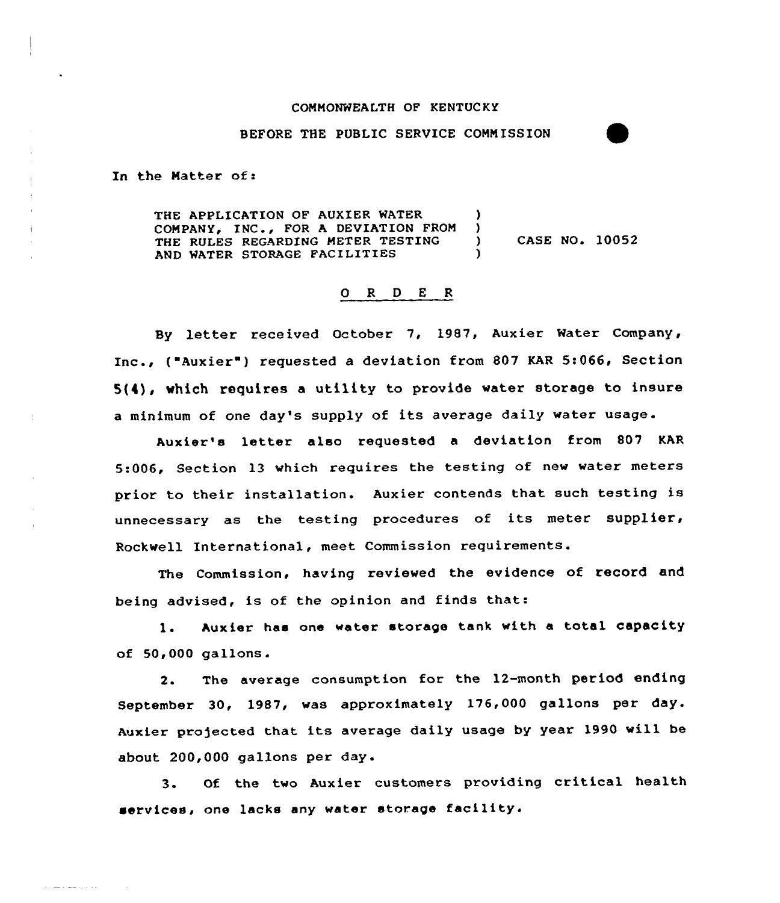COMMONWEALTH OF KENTUCKY

BEFORE THE PUBLIC SERVICE COMMISSION

In the Matter of:

| | | |
|---|---|---|
| THE APPLICATION OF AUXIER WATER COMPANY, INC., FOR A DEVIATION FROM THE RULES REGARDING METER TESTING AND WATER STORAGE FACILITIES | ) ) ) ) | CASE NO. 10052 |

## O R D E R

By letter received October 7, 1987, Auxier Water Company, Inc., ("Auxier") requested a deviation from 807 KAR 5:066, Section 5(4), which requires a utility to provide water storage to insure a minimum of one day's supply of its average daily water usage.

Auxier's letter also requested a deviation from 807 KAR 5:006, Section 13 which requires the testing of new water meters prior to their installation. Auxier contends that such testing is unnecessary as the testing procedures of its meter supplier, Rockwell International, meet Commission requirements.

The Commission, having reviewed the evidence of record and being advised, is of the opinion and finds that:

1. Auxier has one water storage tank with a total capacity of 50,000 gallons.

2. The average consumption for the 12-month period ending September 30, 1987, was approximately 176,000 gallons per day. Auxier projected that its average daily usage by year 1990 will be about 200,000 gallons per day.

3. Of the two Auxier customers providing critical health services, one lacks any water storage facility.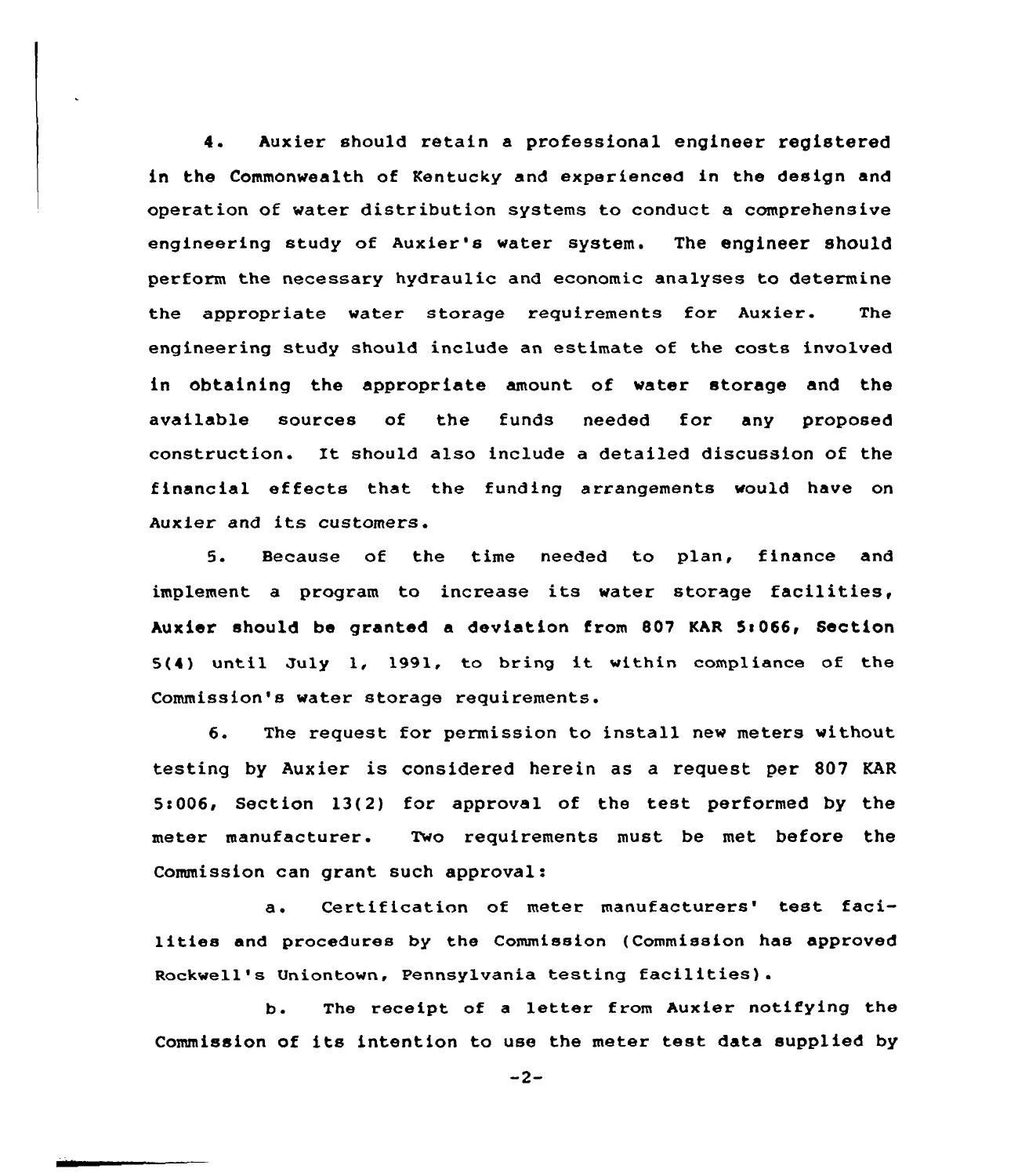4. Auxier should retain a professional engineer registered in the Commonwealth of Kentucky and experienced in the design and operation of water distribution systems to conduct a comprehensive engineering study of Auxier's water system. The engineer should perform the necessary hydraulic and economic analyses to determine the appropriate water storage requirements for Auxier. The engineering study should include an estimate of the costs involved in obtaining the appropriate amount of water storage and the available sources of the funds needed for any proposed construction. It should also include a detailed discussion of the financial effects that the funding arrangements would have on Auxier and its customers.

5. Because of the time needed to plan, finance and implement a program to increase its water storage facilities, Auxier should be granted a deviation from 807 KAR 5:066, Section 5(4) until July 1, 1991, to bring it within compliance of the Commission's water storage requirements.

6. The request for permission to install new meters without testing by Auxier is considered herein as a request per 807 KAR 5:006, Section 13(2) for approval of the test performed by the meter manufacturer. Two requirements must be met before the Commission can grant such approval:

a. Certification of meter manufacturers' test facilities and procedures by the Commission (Commission has approved Rockwell's Uniontown, Pennsylvania testing facilities).

b. The receipt of a letter from Auxier notifying the Commission of its intention to use the meter test data supplied by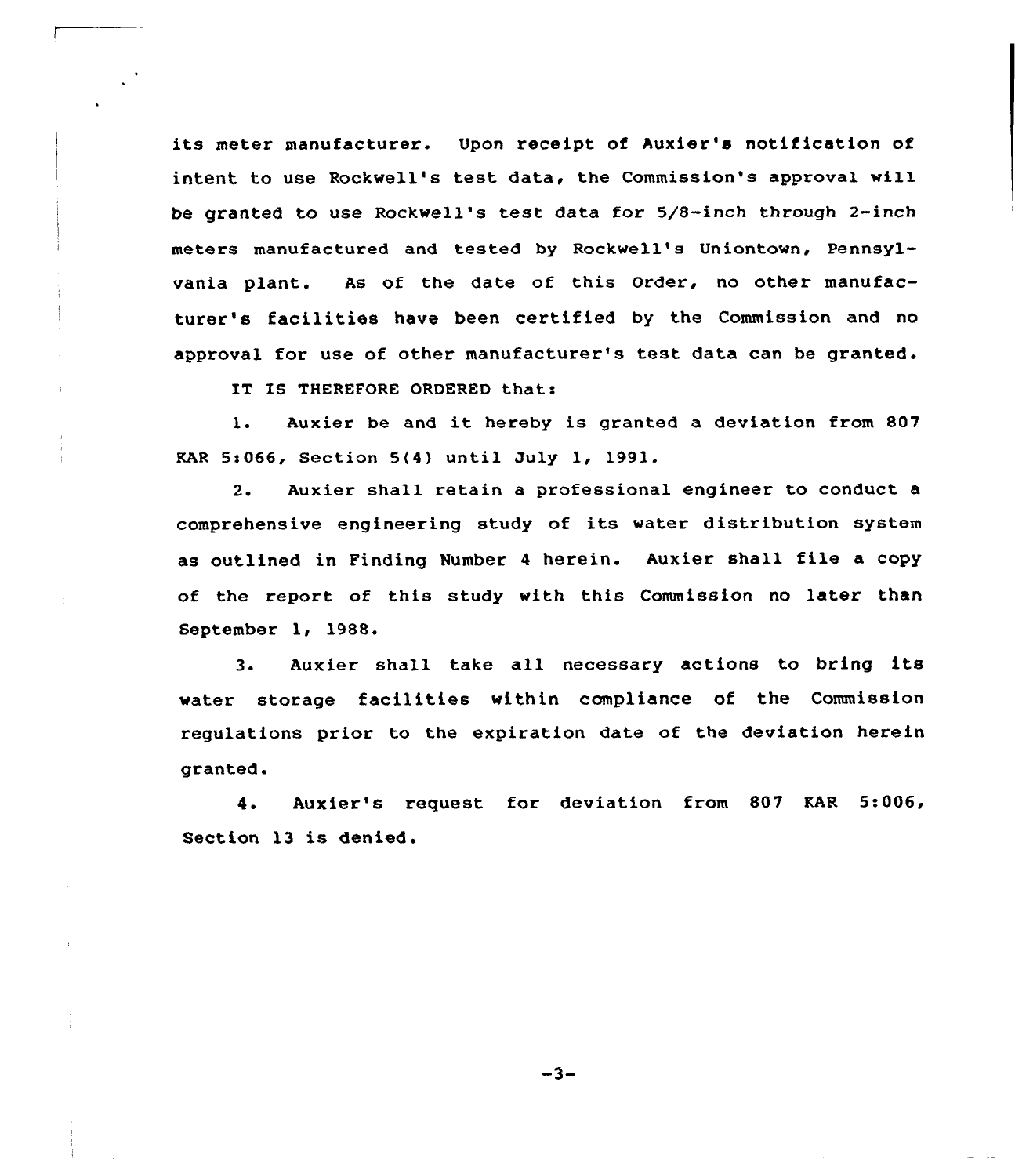its meter manufacturer. Upon receipt of Auxier's notification of intent to use Rockwell's test data, the Commission's approval will be granted to use Rockwell's test data for 5/8-inch through 2-inch meters manufactured and tested by Rockwell's Uniontown, Pennsylvania plant. As of the date of this Order, no other manufacturer's facilities have been certified by the Commission and no approval for use of other manufacturer's test data can be granted.

IT IS THEREFORE ORDERED that:

1. Auxier be and it hereby is granted a deviation from 807 KAR 5:066, Section 5(4) until July 1, 1991.

2. Auxier shall retain a professional engineer to conduct a comprehensive engineering study of its water distribution system as outlined in Finding Number 4 herein. Auxier shall file a copy of the report of this study with this Commission no later than September 1, 1988.

3. Auxier shall take all necessary actions to bring its water storage facilities within compliance of the Commission regulations prior to the expiration date of the deviation herein granted.

4. Auxier's request for deviation from 807 KAR 5:006, Section 13 is denied.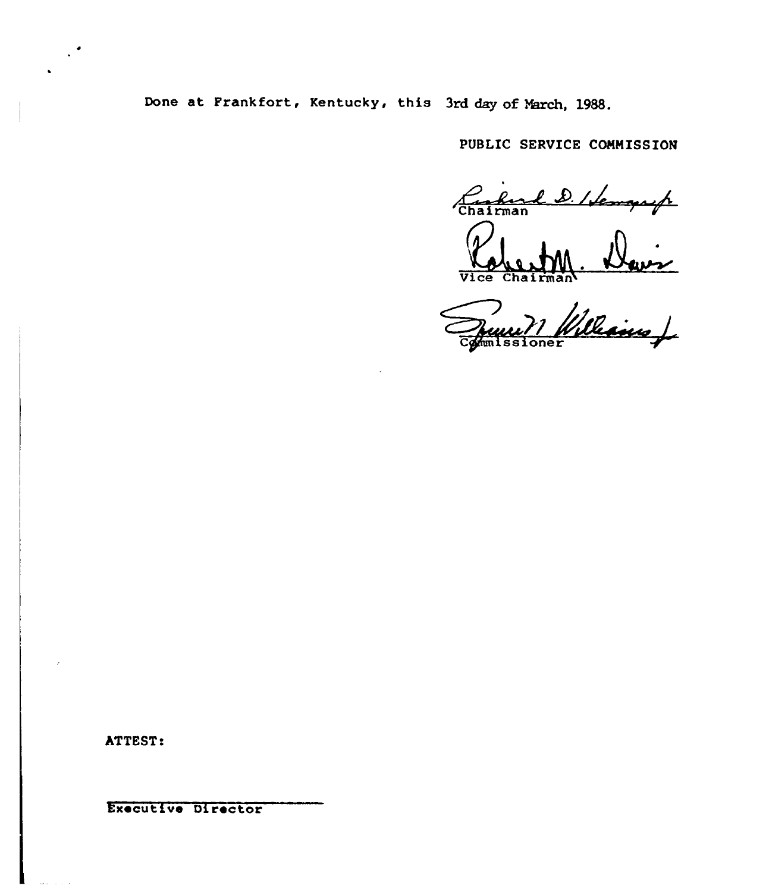Done at Frankfort, Kentucky, this 3rd day of March, 1988.

PUBLIC SERVICE COMMISSION

Chairman

Vice Chairman

Commissioner

ATTEST:

Executive Director